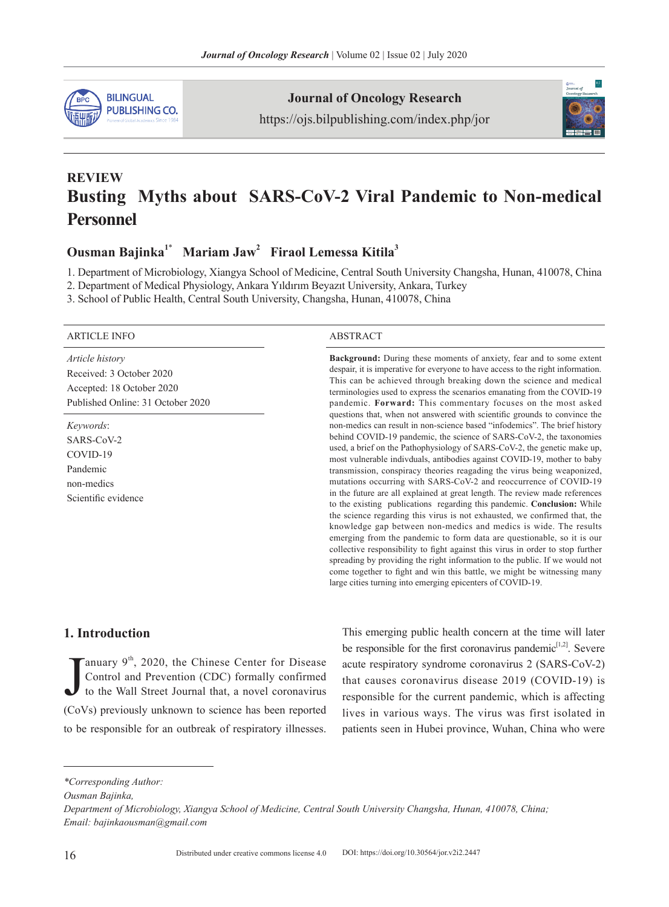REVIEW

# Busting Myths about SARS-CoV-2 Viral Pandemic to Non-medical Personnel

**Ousman Bajinka[1*] Mariam Jaw[2] Firaol Lemessa Kitila[3]**

1. Department of Microbiology, Xiangya School of Medicine, Central South University Changsha, Hunan, 410078, China
2. Department of Medical Physiology, Ankara Yıldırım Beyazıt University, Ankara, Turkey
3. School of Public Health, Central South University, Changsha, Hunan, 410078, China

ARTICLE INFO

*Article history*
Received: 3 October 2020
Accepted: 18 October 2020
Published Online: 31 October 2020

*Keywords*:
SARS-CoV-2
COVID-19
Pandemic
non-medics
Scientific evidence

ABSTRACT

**Background:** During these moments of anxiety, fear and to some extent despair, it is imperative for everyone to have access to the right information. This can be achieved through breaking down the science and medical terminologies used to express the scenarios emanating from the COVID-19 pandemic. **Forward:** This commentary focuses on the most asked questions that, when not answered with scientific grounds to convince the non-medics can result in non-science based "infodemics". The brief history behind COVID-19 pandemic, the science of SARS-CoV-2, the taxonomies used, a brief on the Pathophysiology of SARS-CoV-2, the genetic make up, most vulnerable indivduals, antibodies against COVID-19, mother to baby transmission, conspiracy theories reagading the virus being weaponized, mutations occurring with SARS-CoV-2 and reoccurrence of COVID-19 in the future are all explained at great length. The review made references to the existing publications regarding this pandemic. **Conclusion:** While the science regarding this virus is not exhausted, we confirmed that, the knowledge gap between non-medics and medics is wide. The results emerging from the pandemic to form data are questionable, so it is our collective responsibility to fight against this virus in order to stop further spreading by providing the right information to the public. If we would not come together to fight and win this battle, we might be witnessing many large cities turning into emerging epicenters of COVID-19.

## 1. Introduction

January 9th, 2020, the Chinese Center for Disease Control and Prevention (CDC) formally confirmed to the Wall Street Journal that, a novel coronavirus (CoVs) previously unknown to science has been reported to be responsible for an outbreak of respiratory illnesses. This emerging public health concern at the time will later be responsible for the first coronavirus pandemic[1,2]. Severe acute respiratory syndrome coronavirus 2 (SARS-CoV-2) that causes coronavirus disease 2019 (COVID-19) is responsible for the current pandemic, which is affecting lives in various ways. The virus was first isolated in patients seen in Hubei province, Wuhan, China who were

*Corresponding Author:
Ousman Bajinka,
Department of Microbiology, Xiangya School of Medicine, Central South University Changsha, Hunan, 410078, China;
Email: bajinkaousman@gmail.com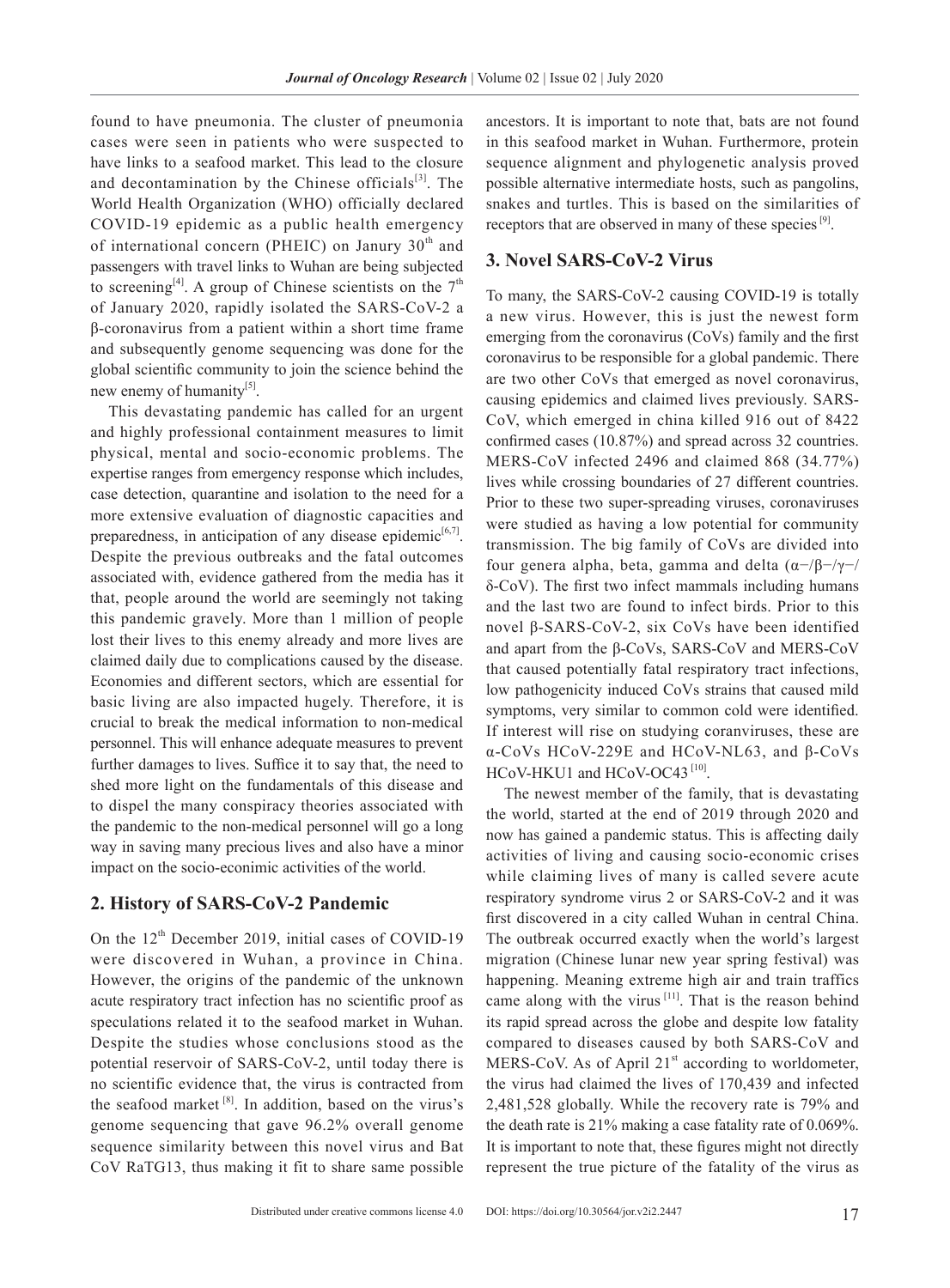found to have pneumonia. The cluster of pneumonia cases were seen in patients who were suspected to have links to a seafood market. This lead to the closure and decontamination by the Chinese officials[3]. The World Health Organization (WHO) officially declared COVID-19 epidemic as a public health emergency of international concern (PHEIC) on Janury 30th and passengers with travel links to Wuhan are being subjected to screening[4]. A group of Chinese scientists on the 7th of January 2020, rapidly isolated the SARS-CoV-2 a β-coronavirus from a patient within a short time frame and subsequently genome sequencing was done for the global scientific community to join the science behind the new enemy of humanity[5].

This devastating pandemic has called for an urgent and highly professional containment measures to limit physical, mental and socio-economic problems. The expertise ranges from emergency response which includes, case detection, quarantine and isolation to the need for a more extensive evaluation of diagnostic capacities and preparedness, in anticipation of any disease epidemic[6,7]. Despite the previous outbreaks and the fatal outcomes associated with, evidence gathered from the media has it that, people around the world are seemingly not taking this pandemic gravely. More than 1 million of people lost their lives to this enemy already and more lives are claimed daily due to complications caused by the disease. Economies and different sectors, which are essential for basic living are also impacted hugely. Therefore, it is crucial to break the medical information to non-medical personnel. This will enhance adequate measures to prevent further damages to lives. Suffice it to say that, the need to shed more light on the fundamentals of this disease and to dispel the many conspiracy theories associated with the pandemic to the non-medical personnel will go a long way in saving many precious lives and also have a minor impact on the socio-econimic activities of the world.

## 2. History of SARS-CoV-2 Pandemic

On the 12th December 2019, initial cases of COVID-19 were discovered in Wuhan, a province in China. However, the origins of the pandemic of the unknown acute respiratory tract infection has no scientific proof as speculations related it to the seafood market in Wuhan. Despite the studies whose conclusions stood as the potential reservoir of SARS-CoV-2, until today there is no scientific evidence that, the virus is contracted from the seafood market [8]. In addition, based on the virus's genome sequencing that gave 96.2% overall genome sequence similarity between this novel virus and Bat CoV RaTG13, thus making it fit to share same possible ancestors. It is important to note that, bats are not found in this seafood market in Wuhan. Furthermore, protein sequence alignment and phylogenetic analysis proved possible alternative intermediate hosts, such as pangolins, snakes and turtles. This is based on the similarities of receptors that are observed in many of these species [9].

## 3. Novel SARS-CoV-2 Virus

To many, the SARS-CoV-2 causing COVID-19 is totally a new virus. However, this is just the newest form emerging from the coronavirus (CoVs) family and the first coronavirus to be responsible for a global pandemic. There are two other CoVs that emerged as novel coronavirus, causing epidemics and claimed lives previously. SARS-CoV, which emerged in china killed 916 out of 8422 confirmed cases (10.87%) and spread across 32 countries. MERS-CoV infected 2496 and claimed 868 (34.77%) lives while crossing boundaries of 27 different countries. Prior to these two super-spreading viruses, coronaviruses were studied as having a low potential for community transmission. The big family of CoVs are divided into four genera alpha, beta, gamma and delta (α−/β−/γ−/δ-CoV). The first two infect mammals including humans and the last two are found to infect birds. Prior to this novel β-SARS-CoV-2, six CoVs have been identified and apart from the β-CoVs, SARS-CoV and MERS-CoV that caused potentially fatal respiratory tract infections, low pathogenicity induced CoVs strains that caused mild symptoms, very similar to common cold were identified. If interest will rise on studying coranviruses, these are α-CoVs HCoV-229E and HCoV-NL63, and β-CoVs HCoV-HKU1 and HCoV-OC43 [10].

The newest member of the family, that is devastating the world, started at the end of 2019 through 2020 and now has gained a pandemic status. This is affecting daily activities of living and causing socio-economic crises while claiming lives of many is called severe acute respiratory syndrome virus 2 or SARS-CoV-2 and it was first discovered in a city called Wuhan in central China. The outbreak occurred exactly when the world's largest migration (Chinese lunar new year spring festival) was happening. Meaning extreme high air and train traffics came along with the virus [11]. That is the reason behind its rapid spread across the globe and despite low fatality compared to diseases caused by both SARS-CoV and MERS-CoV. As of April 21st according to worldometer, the virus had claimed the lives of 170,439 and infected 2,481,528 globally. While the recovery rate is 79% and the death rate is 21% making a case fatality rate of 0.069%. It is important to note that, these figures might not directly represent the true picture of the fatality of the virus as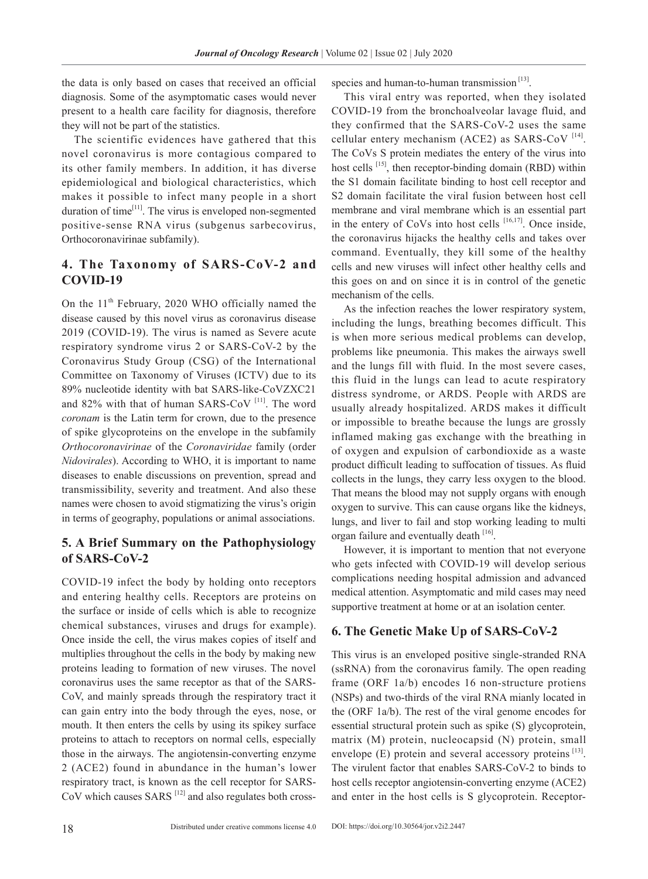the data is only based on cases that received an official diagnosis. Some of the asymptomatic cases would never present to a health care facility for diagnosis, therefore they will not be part of the statistics.

The scientific evidences have gathered that this novel coronavirus is more contagious compared to its other family members. In addition, it has diverse epidemiological and biological characteristics, which makes it possible to infect many people in a short duration of time[11]. The virus is enveloped non-segmented positive-sense RNA virus (subgenus sarbecovirus, Orthocoronavirinae subfamily).

## 4. The Taxonomy of SARS-CoV-2 and COVID-19

On the 11th February, 2020 WHO officially named the disease caused by this novel virus as coronavirus disease 2019 (COVID-19). The virus is named as Severe acute respiratory syndrome virus 2 or SARS-CoV-2 by the Coronavirus Study Group (CSG) of the International Committee on Taxonomy of Viruses (ICTV) due to its 89% nucleotide identity with bat SARS-like-CoVZXC21 and 82% with that of human SARS-CoV [11]. The word *coronam* is the Latin term for crown, due to the presence of spike glycoproteins on the envelope in the subfamily *Orthocoronavirinae* of the *Coronaviridae* family (order *Nidovirales*). According to WHO, it is important to name diseases to enable discussions on prevention, spread and transmissibility, severity and treatment. And also these names were chosen to avoid stigmatizing the virus's origin in terms of geography, populations or animal associations.

## 5. A Brief Summary on the Pathophysiology of SARS-CoV-2

COVID-19 infect the body by holding onto receptors and entering healthy cells. Receptors are proteins on the surface or inside of cells which is able to recognize chemical substances, viruses and drugs for example). Once inside the cell, the virus makes copies of itself and multiplies throughout the cells in the body by making new proteins leading to formation of new viruses. The novel coronavirus uses the same receptor as that of the SARS-CoV, and mainly spreads through the respiratory tract it can gain entry into the body through the eyes, nose, or mouth. It then enters the cells by using its spikey surface proteins to attach to receptors on normal cells, especially those in the airways. The angiotensin-converting enzyme 2 (ACE2) found in abundance in the human's lower respiratory tract, is known as the cell receptor for SARS-CoV which causes SARS [12] and also regulates both cross-species and human-to-human transmission [13].

This viral entry was reported, when they isolated COVID-19 from the bronchoalveolar lavage fluid, and they confirmed that the SARS-CoV-2 uses the same cellular entery mechanism (ACE2) as SARS-CoV [14]. The CoVs S protein mediates the entery of the virus into host cells [15], then receptor-binding domain (RBD) within the S1 domain facilitate binding to host cell receptor and S2 domain facilitate the viral fusion between host cell membrane and viral membrane which is an essential part in the entery of CoVs into host cells [16,17]. Once inside, the coronavirus hijacks the healthy cells and takes over command. Eventually, they kill some of the healthy cells and new viruses will infect other healthy cells and this goes on and on since it is in control of the genetic mechanism of the cells.

As the infection reaches the lower respiratory system, including the lungs, breathing becomes difficult. This is when more serious medical problems can develop, problems like pneumonia. This makes the airways swell and the lungs fill with fluid. In the most severe cases, this fluid in the lungs can lead to acute respiratory distress syndrome, or ARDS. People with ARDS are usually already hospitalized. ARDS makes it difficult or impossible to breathe because the lungs are grossly inflamed making gas exchange with the breathing in of oxygen and expulsion of carbondioxide as a waste product difficult leading to suffocation of tissues. As fluid collects in the lungs, they carry less oxygen to the blood. That means the blood may not supply organs with enough oxygen to survive. This can cause organs like the kidneys, lungs, and liver to fail and stop working leading to multi organ failure and eventually death [16].

However, it is important to mention that not everyone who gets infected with COVID-19 will develop serious complications needing hospital admission and advanced medical attention. Asymptomatic and mild cases may need supportive treatment at home or at an isolation center.

## 6. The Genetic Make Up of SARS-CoV-2

This virus is an enveloped positive single-stranded RNA (ssRNA) from the coronavirus family. The open reading frame (ORF 1a/b) encodes 16 non-structure protiens (NSPs) and two-thirds of the viral RNA mianly located in the (ORF 1a/b). The rest of the viral genome encodes for essential structural protein such as spike (S) glycoprotein, matrix (M) protein, nucleocapsid (N) protein, small envelope (E) protein and several accessory proteins [13]. The virulent factor that enables SARS-CoV-2 to binds to host cells receptor angiotensin-converting enzyme (ACE2) and enter in the host cells is S glycoprotein. Receptor-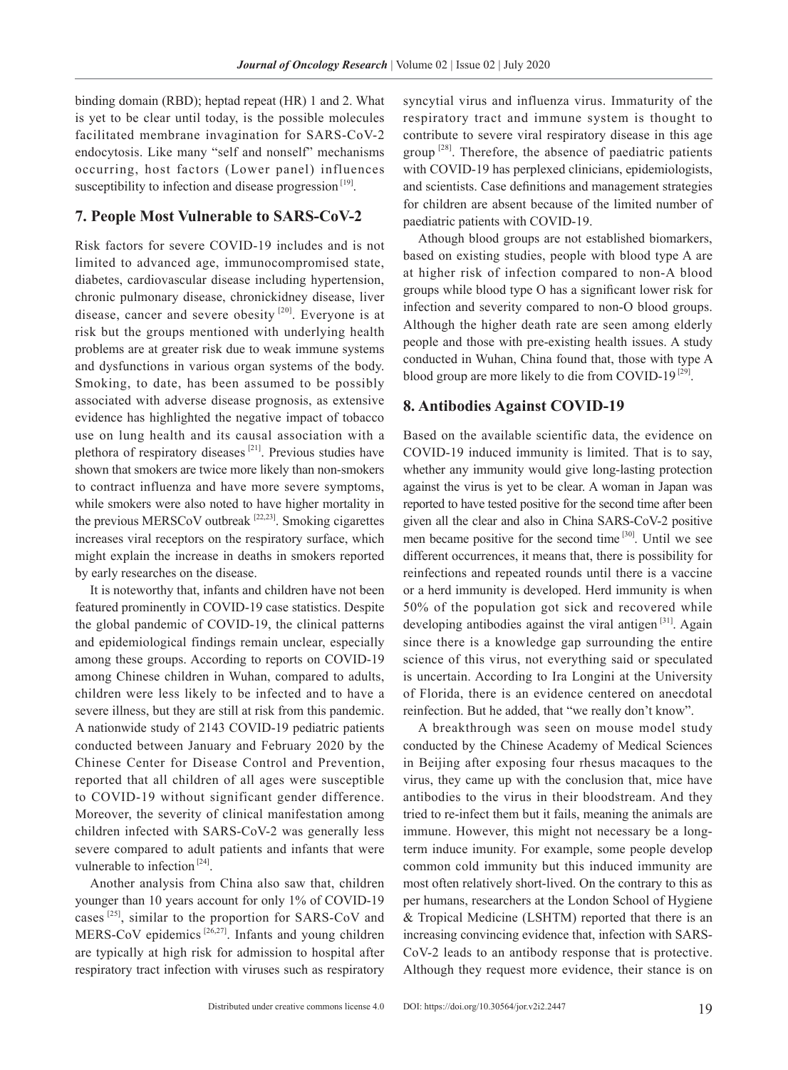binding domain (RBD); heptad repeat (HR) 1 and 2. What is yet to be clear until today, is the possible molecules facilitated membrane invagination for SARS-CoV-2 endocytosis. Like many "self and nonself" mechanisms occurring, host factors (Lower panel) influences susceptibility to infection and disease progression [19].

## 7. People Most Vulnerable to SARS-CoV-2

Risk factors for severe COVID-19 includes and is not limited to advanced age, immunocompromised state, diabetes, cardiovascular disease including hypertension, chronic pulmonary disease, chronickidney disease, liver disease, cancer and severe obesity [20]. Everyone is at risk but the groups mentioned with underlying health problems are at greater risk due to weak immune systems and dysfunctions in various organ systems of the body. Smoking, to date, has been assumed to be possibly associated with adverse disease prognosis, as extensive evidence has highlighted the negative impact of tobacco use on lung health and its causal association with a plethora of respiratory diseases [21]. Previous studies have shown that smokers are twice more likely than non-smokers to contract influenza and have more severe symptoms, while smokers were also noted to have higher mortality in the previous MERSCoV outbreak [22,23]. Smoking cigarettes increases viral receptors on the respiratory surface, which might explain the increase in deaths in smokers reported by early researches on the disease.

It is noteworthy that, infants and children have not been featured prominently in COVID-19 case statistics. Despite the global pandemic of COVID-19, the clinical patterns and epidemiological findings remain unclear, especially among these groups. According to reports on COVID-19 among Chinese children in Wuhan, compared to adults, children were less likely to be infected and to have a severe illness, but they are still at risk from this pandemic. A nationwide study of 2143 COVID-19 pediatric patients conducted between January and February 2020 by the Chinese Center for Disease Control and Prevention, reported that all children of all ages were susceptible to COVID-19 without significant gender difference. Moreover, the severity of clinical manifestation among children infected with SARS-CoV-2 was generally less severe compared to adult patients and infants that were vulnerable to infection [24].

Another analysis from China also saw that, children younger than 10 years account for only 1% of COVID-19 cases [25], similar to the proportion for SARS-CoV and MERS-CoV epidemics [26,27]. Infants and young children are typically at high risk for admission to hospital after respiratory tract infection with viruses such as respiratory syncytial virus and influenza virus. Immaturity of the respiratory tract and immune system is thought to contribute to severe viral respiratory disease in this age group [28]. Therefore, the absence of paediatric patients with COVID-19 has perplexed clinicians, epidemiologists, and scientists. Case definitions and management strategies for children are absent because of the limited number of paediatric patients with COVID-19.

Although blood groups are not established biomarkers, based on existing studies, people with blood type A are at higher risk of infection compared to non-A blood groups while blood type O has a significant lower risk for infection and severity compared to non-O blood groups. Although the higher death rate are seen among elderly people and those with pre-existing health issues. A study conducted in Wuhan, China found that, those with type A blood group are more likely to die from COVID-19 [29].

## 8. Antibodies Against COVID-19

Based on the available scientific data, the evidence on COVID-19 induced immunity is limited. That is to say, whether any immunity would give long-lasting protection against the virus is yet to be clear. A woman in Japan was reported to have tested positive for the second time after been given all the clear and also in China SARS-CoV-2 positive men became positive for the second time [30]. Until we see different occurrences, it means that, there is possibility for reinfections and repeated rounds until there is a vaccine or a herd immunity is developed. Herd immunity is when 50% of the population got sick and recovered while developing antibodies against the viral antigen [31]. Again since there is a knowledge gap surrounding the entire science of this virus, not everything said or speculated is uncertain. According to Ira Longini at the University of Florida, there is an evidence centered on anecdotal reinfection. But he added, that "we really don't know".

A breakthrough was seen on mouse model study conducted by the Chinese Academy of Medical Sciences in Beijing after exposing four rhesus macaques to the virus, they came up with the conclusion that, mice have antibodies to the virus in their bloodstream. And they tried to re-infect them but it fails, meaning the animals are immune. However, this might not necessary be a long-term induce imunity. For example, some people develop common cold immunity but this induced immunity are most often relatively short-lived. On the contrary to this as per humans, researchers at the London School of Hygiene & Tropical Medicine (LSHTM) reported that there is an increasing convincing evidence that, infection with SARS-CoV-2 leads to an antibody response that is protective. Although they request more evidence, their stance is on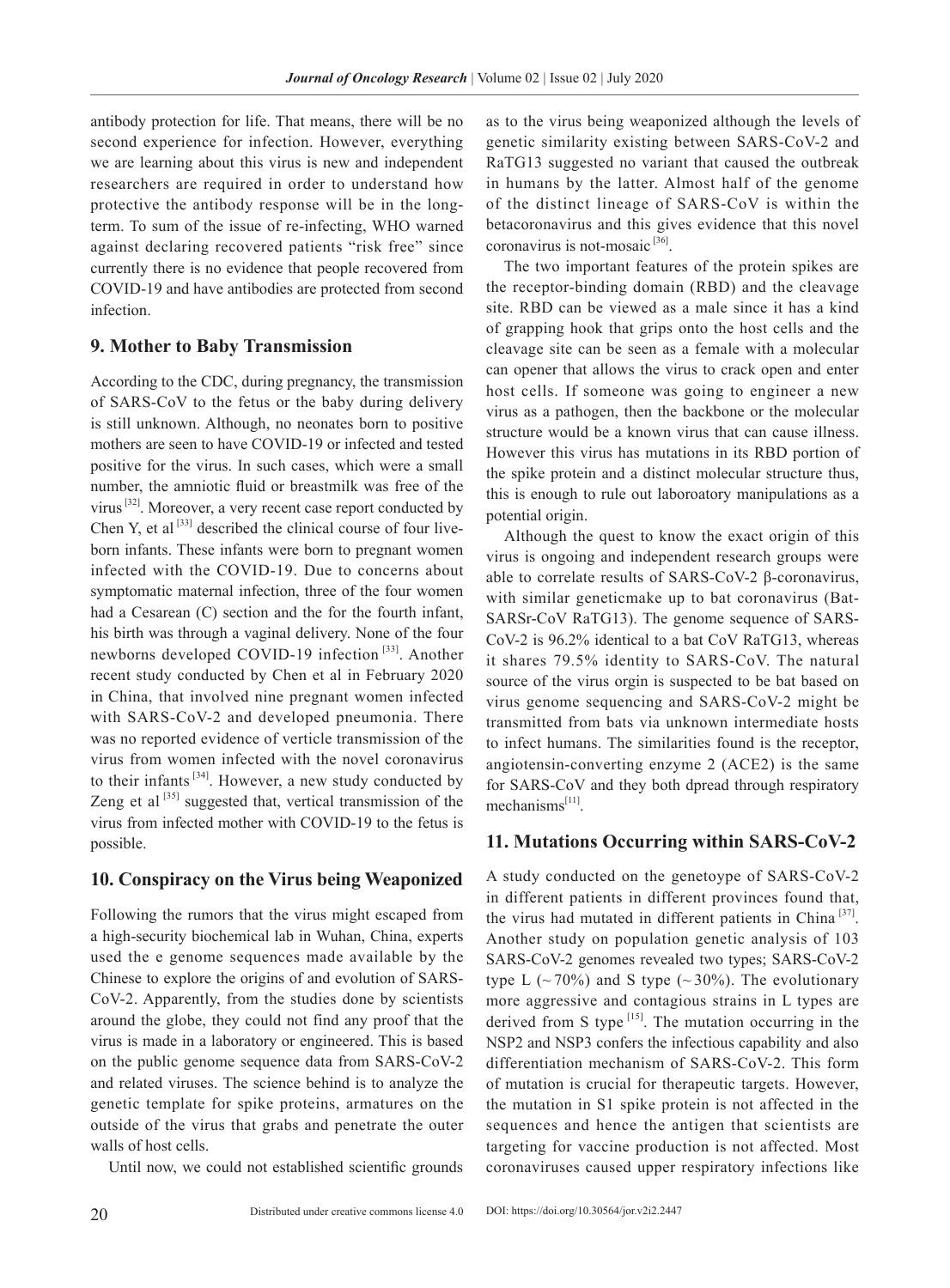antibody protection for life. That means, there will be no second experience for infection. However, everything we are learning about this virus is new and independent researchers are required in order to understand how protective the antibody response will be in the long-term. To sum of the issue of re-infecting, WHO warned against declaring recovered patients "risk free" since currently there is no evidence that people recovered from COVID-19 and have antibodies are protected from second infection.

## 9. Mother to Baby Transmission

According to the CDC, during pregnancy, the transmission of SARS-CoV to the fetus or the baby during delivery is still unknown. Although, no neonates born to positive mothers are seen to have COVID-19 or infected and tested positive for the virus. In such cases, which were a small number, the amniotic fluid or breastmilk was free of the virus [32]. Moreover, a very recent case report conducted by Chen Y, et al [33] described the clinical course of four live-born infants. These infants were born to pregnant women infected with the COVID-19. Due to concerns about symptomatic maternal infection, three of the four women had a Cesarean (C) section and the for the fourth infant, his birth was through a vaginal delivery. None of the four newborns developed COVID-19 infection [33]. Another recent study conducted by Chen et al in February 2020 in China, that involved nine pregnant women infected with SARS-CoV-2 and developed pneumonia. There was no reported evidence of verticle transmission of the virus from women infected with the novel coronavirus to their infants [34]. However, a new study conducted by Zeng et al [35] suggested that, vertical transmission of the virus from infected mother with COVID-19 to the fetus is possible.

## 10. Conspiracy on the Virus being Weaponized

Following the rumors that the virus might escaped from a high-security biochemical lab in Wuhan, China, experts used the e genome sequences made available by the Chinese to explore the origins of and evolution of SARS-CoV-2. Apparently, from the studies done by scientists around the globe, they could not find any proof that the virus is made in a laboratory or engineered. This is based on the public genome sequence data from SARS-CoV-2 and related viruses. The science behind is to analyze the genetic template for spike proteins, armatures on the outside of the virus that grabs and penetrate the outer walls of host cells.

Until now, we could not established scientific grounds as to the virus being weaponized although the levels of genetic similarity existing between SARS-CoV-2 and RaTG13 suggested no variant that caused the outbreak in humans by the latter. Almost half of the genome of the distinct lineage of SARS-CoV is within the betacoronavirus and this gives evidence that this novel coronavirus is not-mosaic [36].

The two important features of the protein spikes are the receptor-binding domain (RBD) and the cleavage site. RBD can be viewed as a male since it has a kind of grapping hook that grips onto the host cells and the cleavage site can be seen as a female with a molecular can opener that allows the virus to crack open and enter host cells. If someone was going to engineer a new virus as a pathogen, then the backbone or the molecular structure would be a known virus that can cause illness. However this virus has mutations in its RBD portion of the spike protein and a distinct molecular structure thus, this is enough to rule out laboroatory manipulations as a potential origin.

Although the quest to know the exact origin of this virus is ongoing and independent research groups were able to correlate results of SARS-CoV-2 β-coronavirus, with similar geneticmake up to bat coronavirus (Bat-SARSr-CoV RaTG13). The genome sequence of SARS-CoV-2 is 96.2% identical to a bat CoV RaTG13, whereas it shares 79.5% identity to SARS-CoV. The natural source of the virus orgin is suspected to be bat based on virus genome sequencing and SARS-CoV-2 might be transmitted from bats via unknown intermediate hosts to infect humans. The similarities found is the receptor, angiotensin-converting enzyme 2 (ACE2) is the same for SARS-CoV and they both dpread through respiratory mechanisms[11].

## 11. Mutations Occurring within SARS-CoV-2

A study conducted on the genetoype of SARS-CoV-2 in different patients in different provinces found that, the virus had mutated in different patients in China [37]. Another study on population genetic analysis of 103 SARS-CoV-2 genomes revealed two types; SARS-CoV-2 type L (~70%) and S type (~30%). The evolutionary more aggressive and contagious strains in L types are derived from S type [15]. The mutation occurring in the NSP2 and NSP3 confers the infectious capability and also differentiation mechanism of SARS-CoV-2. This form of mutation is crucial for therapeutic targets. However, the mutation in S1 spike protein is not affected in the sequences and hence the antigen that scientists are targeting for vaccine production is not affected. Most coronaviruses caused upper respiratory infections like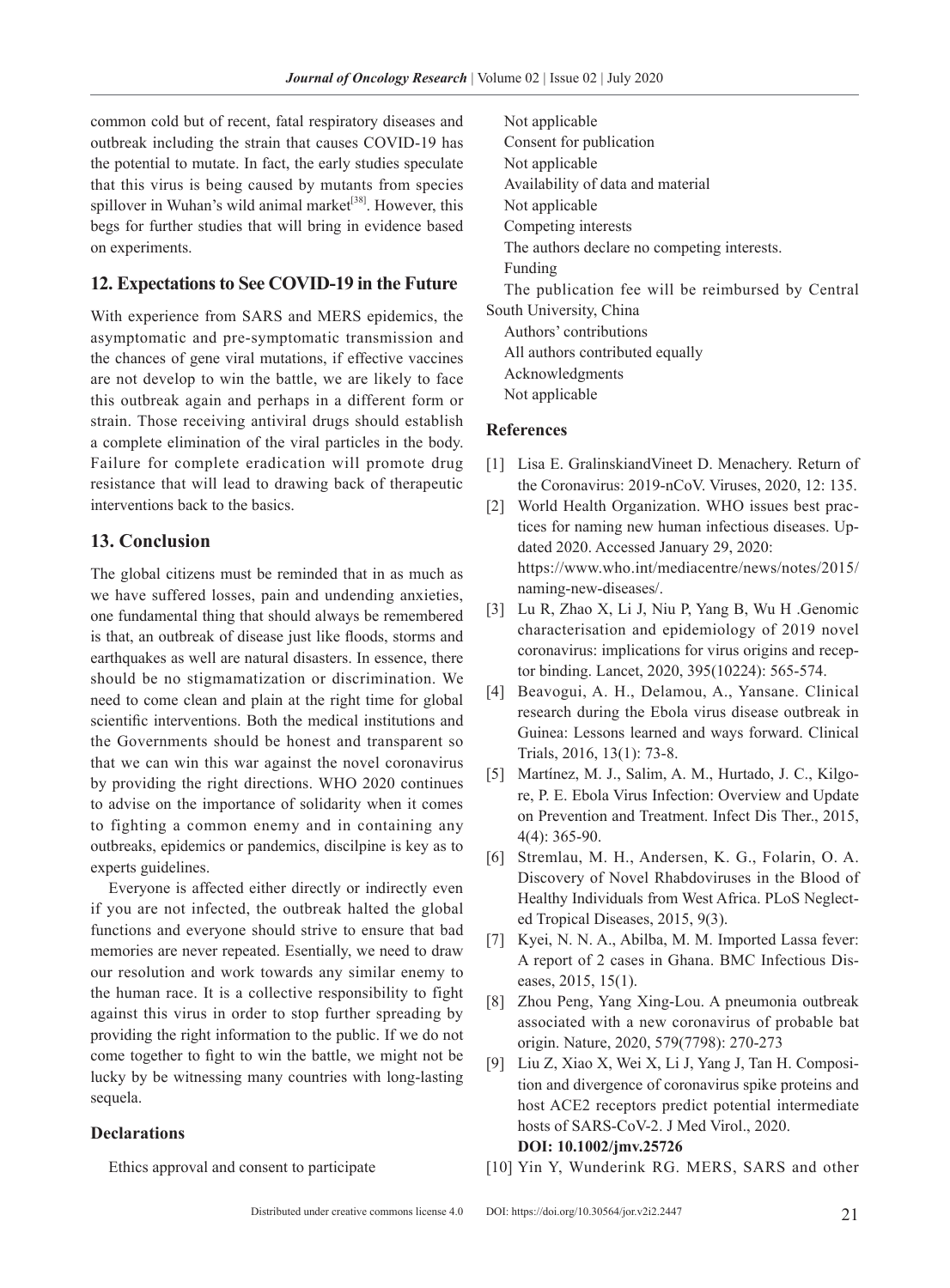common cold but of recent, fatal respiratory diseases and outbreak including the strain that causes COVID-19 has the potential to mutate. In fact, the early studies speculate that this virus is being caused by mutants from species spillover in Wuhan's wild animal market[38]. However, this begs for further studies that will bring in evidence based on experiments.

## 12. Expectations to See COVID-19 in the Future

With experience from SARS and MERS epidemics, the asymptomatic and pre-symptomatic transmission and the chances of gene viral mutations, if effective vaccines are not develop to win the battle, we are likely to face this outbreak again and perhaps in a different form or strain. Those receiving antiviral drugs should establish a complete elimination of the viral particles in the body. Failure for complete eradication will promote drug resistance that will lead to drawing back of therapeutic interventions back to the basics.

## 13. Conclusion

The global citizens must be reminded that in as much as we have suffered losses, pain and undending anxieties, one fundamental thing that should always be remembered is that, an outbreak of disease just like floods, storms and earthquakes as well are natural disasters. In essence, there should be no stigmamatization or discrimination. We need to come clean and plain at the right time for global scientific interventions. Both the medical institutions and the Governments should be honest and transparent so that we can win this war against the novel coronavirus by providing the right directions. WHO 2020 continues to advise on the importance of solidarity when it comes to fighting a common enemy and in containing any outbreaks, epidemics or pandemics, discilpine is key as to experts guidelines.

Everyone is affected either directly or indirectly even if you are not infected, the outbreak halted the global functions and everyone should strive to ensure that bad memories are never repeated. Esentially, we need to draw our resolution and work towards any similar enemy to the human race. It is a collective responsibility to fight against this virus in order to stop further spreading by providing the right information to the public. If we do not come together to fight to win the battle, we might not be lucky by be witnessing many countries with long-lasting sequela.

### Declarations

Ethics approval and consent to participate

Not applicable

Consent for publication

Not applicable

Availability of data and material

Not applicable

Competing interests

The authors declare no competing interests.

Funding

The publication fee will be reimbursed by Central South University, China

Authors' contributions

All authors contributed equally

Acknowledgments

Not applicable

### References

[1] Lisa E. GralinskiandVineet D. Menachery. Return of the Coronavirus: 2019-nCoV. Viruses, 2020, 12: 135.

[2] World Health Organization. WHO issues best practices for naming new human infectious diseases. Updated 2020. Accessed January 29, 2020: https://www.who.int/mediacentre/news/notes/2015/naming-new-diseases/.

[3] Lu R, Zhao X, Li J, Niu P, Yang B, Wu H .Genomic characterisation and epidemiology of 2019 novel coronavirus: implications for virus origins and receptor binding. Lancet, 2020, 395(10224): 565-574.

[4] Beavogui, A. H., Delamou, A., Yansane. Clinical research during the Ebola virus disease outbreak in Guinea: Lessons learned and ways forward. Clinical Trials, 2016, 13(1): 73-8.

[5] Martínez, M. J., Salim, A. M., Hurtado, J. C., Kilgore, P. E. Ebola Virus Infection: Overview and Update on Prevention and Treatment. Infect Dis Ther., 2015, 4(4): 365-90.

[6] Stremlau, M. H., Andersen, K. G., Folarin, O. A. Discovery of Novel Rhabdoviruses in the Blood of Healthy Individuals from West Africa. PLoS Neglected Tropical Diseases, 2015, 9(3).

[7] Kyei, N. N. A., Abilba, M. M. Imported Lassa fever: A report of 2 cases in Ghana. BMC Infectious Diseases, 2015, 15(1).

[8] Zhou Peng, Yang Xing-Lou. A pneumonia outbreak associated with a new coronavirus of probable bat origin. Nature, 2020, 579(7798): 270-273

[9] Liu Z, Xiao X, Wei X, Li J, Yang J, Tan H. Composition and divergence of coronavirus spike proteins and host ACE2 receptors predict potential intermediate hosts of SARS-CoV-2. J Med Virol., 2020. **DOI: 10.1002/jmv.25726**

[10] Yin Y, Wunderink RG. MERS, SARS and other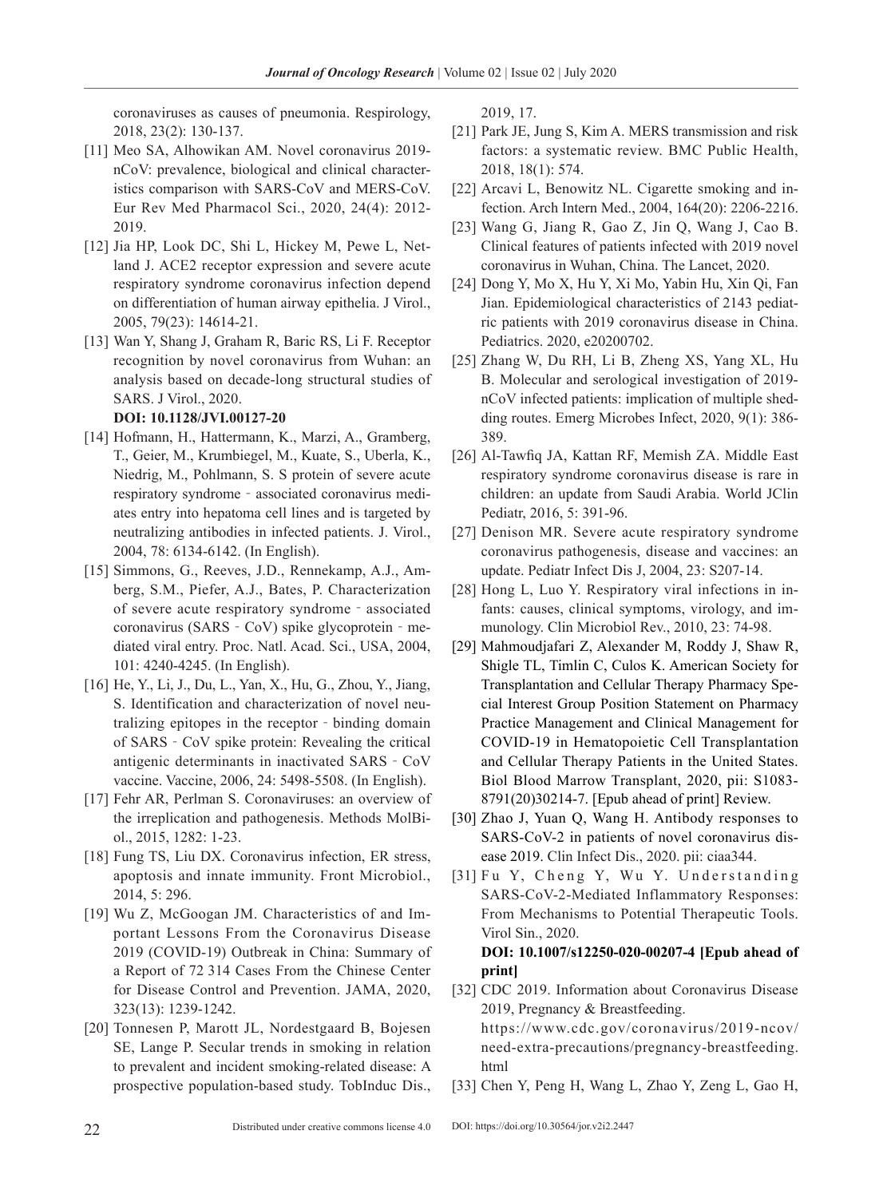coronaviruses as causes of pneumonia. Respirology, 2018, 23(2): 130-137.

[11] Meo SA, Alhowikan AM. Novel coronavirus 2019-nCoV: prevalence, biological and clinical characteristics comparison with SARS-CoV and MERS-CoV. Eur Rev Med Pharmacol Sci., 2020, 24(4): 2012-2019.

[12] Jia HP, Look DC, Shi L, Hickey M, Pewe L, Netland J. ACE2 receptor expression and severe acute respiratory syndrome coronavirus infection depend on differentiation of human airway epithelia. J Virol., 2005, 79(23): 14614-21.

[13] Wan Y, Shang J, Graham R, Baric RS, Li F. Receptor recognition by novel coronavirus from Wuhan: an analysis based on decade-long structural studies of SARS. J Virol., 2020.
**DOI: 10.1128/JVI.00127-20**

[14] Hofmann, H., Hattermann, K., Marzi, A., Gramberg, T., Geier, M., Krumbiegel, M., Kuate, S., Uberla, K., Niedrig, M., Pohlmann, S. S protein of severe acute respiratory syndrome - associated coronavirus mediates entry into hepatoma cell lines and is targeted by neutralizing antibodies in infected patients. J. Virol., 2004, 78: 6134-6142. (In English).

[15] Simmons, G., Reeves, J.D., Rennekamp, A.J., Amberg, S.M., Piefer, A.J., Bates, P. Characterization of severe acute respiratory syndrome - associated coronavirus (SARS - CoV) spike glycoprotein - mediated viral entry. Proc. Natl. Acad. Sci., USA, 2004, 101: 4240-4245. (In English).

[16] He, Y., Li, J., Du, L., Yan, X., Hu, G., Zhou, Y., Jiang, S. Identification and characterization of novel neutralizing epitopes in the receptor - binding domain of SARS - CoV spike protein: Revealing the critical antigenic determinants in inactivated SARS - CoV vaccine. Vaccine, 2006, 24: 5498-5508. (In English).

[17] Fehr AR, Perlman S. Coronaviruses: an overview of the irreplication and pathogenesis. Methods MolBiol., 2015, 1282: 1-23.

[18] Fung TS, Liu DX. Coronavirus infection, ER stress, apoptosis and innate immunity. Front Microbiol., 2014, 5: 296.

[19] Wu Z, McGoogan JM. Characteristics of and Important Lessons From the Coronavirus Disease 2019 (COVID-19) Outbreak in China: Summary of a Report of 72 314 Cases From the Chinese Center for Disease Control and Prevention. JAMA, 2020, 323(13): 1239-1242.

[20] Tonnesen P, Marott JL, Nordestgaard B, Bojesen SE, Lange P. Secular trends in smoking in relation to prevalent and incident smoking-related disease: A prospective population-based study. TobInduc Dis., 2019, 17.

[21] Park JE, Jung S, Kim A. MERS transmission and risk factors: a systematic review. BMC Public Health, 2018, 18(1): 574.

[22] Arcavi L, Benowitz NL. Cigarette smoking and infection. Arch Intern Med., 2004, 164(20): 2206-2216.

[23] Wang G, Jiang R, Gao Z, Jin Q, Wang J, Cao B. Clinical features of patients infected with 2019 novel coronavirus in Wuhan, China. The Lancet, 2020.

[24] Dong Y, Mo X, Hu Y, Xi Mo, Yabin Hu, Xin Qi, Fan Jian. Epidemiological characteristics of 2143 pediatric patients with 2019 coronavirus disease in China. Pediatrics. 2020, e20200702.

[25] Zhang W, Du RH, Li B, Zheng XS, Yang XL, Hu B. Molecular and serological investigation of 2019-nCoV infected patients: implication of multiple shedding routes. Emerg Microbes Infect, 2020, 9(1): 386-389.

[26] Al-Tawfiq JA, Kattan RF, Memish ZA. Middle East respiratory syndrome coronavirus disease is rare in children: an update from Saudi Arabia. World JClin Pediatr, 2016, 5: 391-96.

[27] Denison MR. Severe acute respiratory syndrome coronavirus pathogenesis, disease and vaccines: an update. Pediatr Infect Dis J, 2004, 23: S207-14.

[28] Hong L, Luo Y. Respiratory viral infections in infants: causes, clinical symptoms, virology, and immunology. Clin Microbiol Rev., 2010, 23: 74-98.

[29] Mahmoudjafari Z, Alexander M, Roddy J, Shaw R, Shigle TL, Timlin C, Culos K. American Society for Transplantation and Cellular Therapy Pharmacy Special Interest Group Position Statement on Pharmacy Practice Management and Clinical Management for COVID-19 in Hematopoietic Cell Transplantation and Cellular Therapy Patients in the United States. Biol Blood Marrow Transplant, 2020, pii: S1083-8791(20)30214-7. [Epub ahead of print] Review.

[30] Zhao J, Yuan Q, Wang H. Antibody responses to SARS-CoV-2 in patients of novel coronavirus disease 2019. Clin Infect Dis., 2020. pii: ciaa344.

[31] Fu Y, Cheng Y, Wu Y. Understanding SARS-CoV-2-Mediated Inflammatory Responses: From Mechanisms to Potential Therapeutic Tools. Virol Sin., 2020.
**DOI: 10.1007/s12250-020-00207-4 [Epub ahead of print]**

[32] CDC 2019. Information about Coronavirus Disease 2019, Pregnancy & Breastfeeding.
https://www.cdc.gov/coronavirus/2019-ncov/need-extra-precautions/pregnancy-breastfeeding.html

[33] Chen Y, Peng H, Wang L, Zhao Y, Zeng L, Gao H,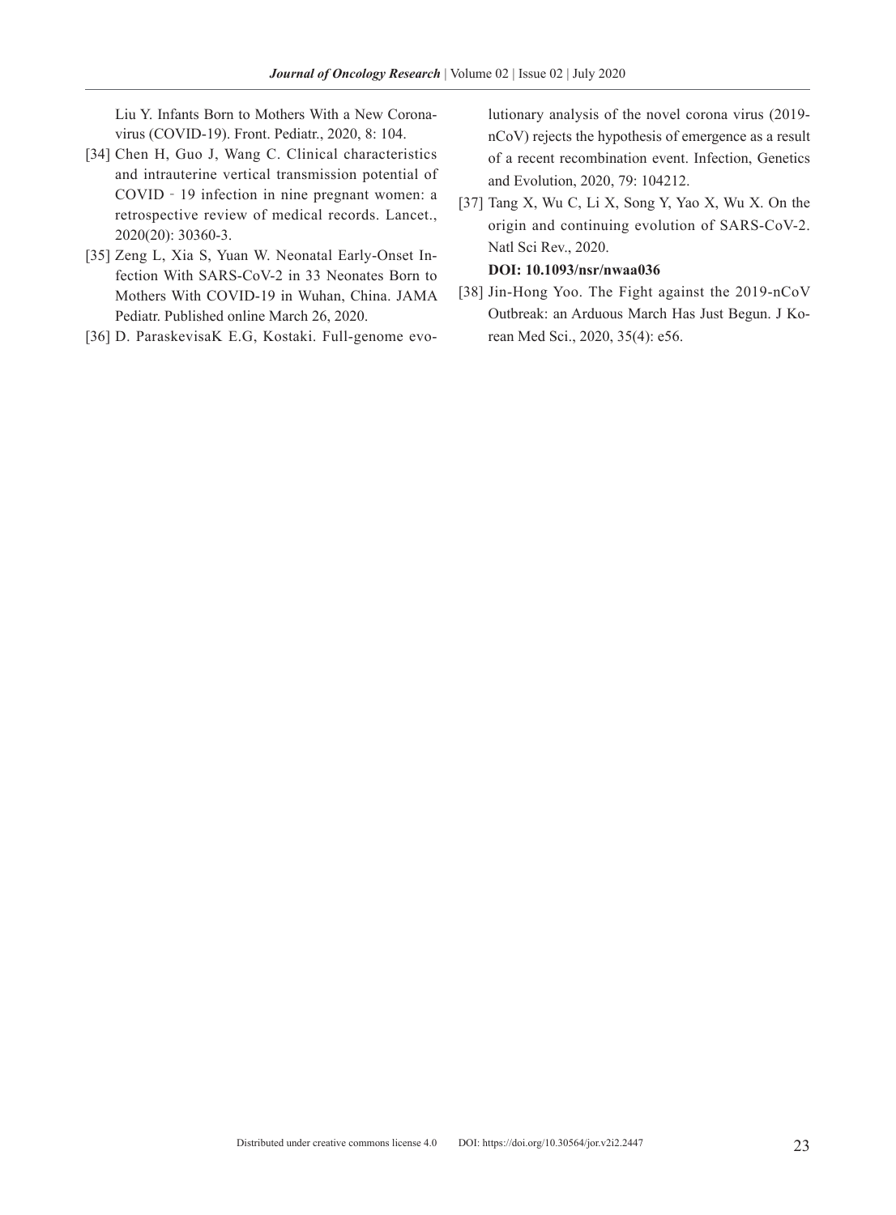Liu Y. Infants Born to Mothers With a New Coronavirus (COVID-19). Front. Pediatr., 2020, 8: 104.

[34] Chen H, Guo J, Wang C. Clinical characteristics and intrauterine vertical transmission potential of COVID - 19 infection in nine pregnant women: a retrospective review of medical records. Lancet., 2020(20): 30360-3.

[35] Zeng L, Xia S, Yuan W. Neonatal Early-Onset Infection With SARS-CoV-2 in 33 Neonates Born to Mothers With COVID-19 in Wuhan, China. JAMA Pediatr. Published online March 26, 2020.

[36] D. ParaskevisaK E.G, Kostaki. Full-genome evolutionary analysis of the novel corona virus (2019-nCoV) rejects the hypothesis of emergence as a result of a recent recombination event. Infection, Genetics and Evolution, 2020, 79: 104212.

[37] Tang X, Wu C, Li X, Song Y, Yao X, Wu X. On the origin and continuing evolution of SARS-CoV-2. Natl Sci Rev., 2020.
**DOI: 10.1093/nsr/nwaa036**

[38] Jin-Hong Yoo. The Fight against the 2019-nCoV Outbreak: an Arduous March Has Just Begun. J Korean Med Sci., 2020, 35(4): e56.